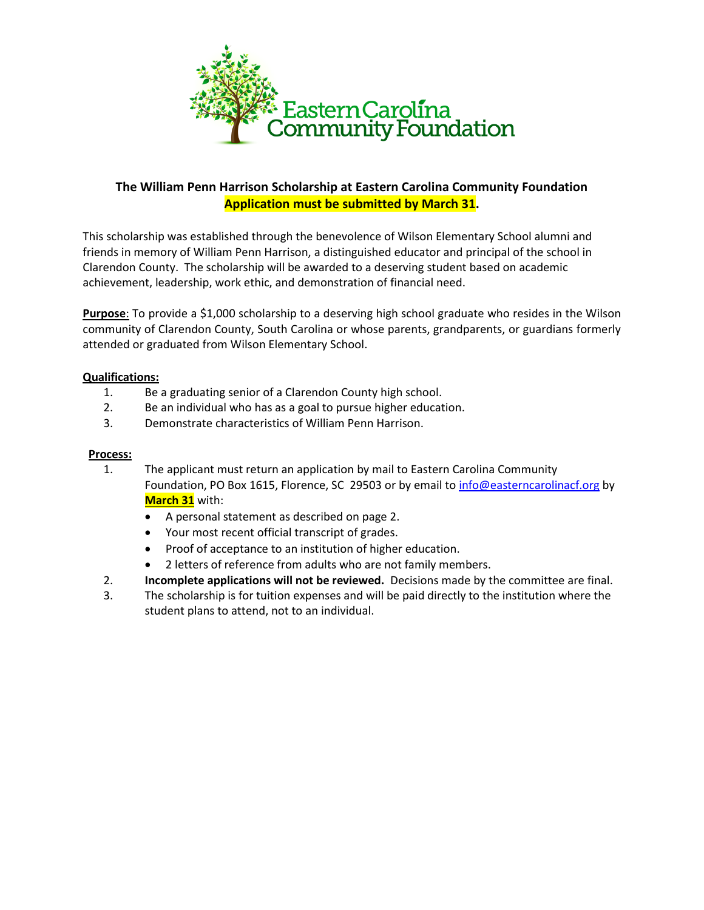Eastern Carolina Community Foundation

## The William Penn Harrison Scholarship at Eastern Carolina Community Foundation

**Application must be submitted by March 31.**

This scholarship was established through the benevolence of Wilson Elementary School alumni and friends in memory of William Penn Harrison, a distinguished educator and principal of the school in Clarendon County. The scholarship will be awarded to a deserving student based on academic achievement, leadership, work ethic, and demonstration of financial need.

**Purpose**: To provide a $1,000 scholarship to a deserving high school graduate who resides in the Wilson community of Clarendon County, South Carolina or whose parents, grandparents, or guardians formerly attended or graduated from Wilson Elementary School.

**Qualifications:**

1. Be a graduating senior of a Clarendon County high school.
2. Be an individual who has as a goal to pursue higher education.
3. Demonstrate characteristics of William Penn Harrison.

**Process:**

1. The applicant must return an application by mail to Eastern Carolina Community Foundation, PO Box 1615, Florence, SC 29503 or by email to info@easterncarolinacf.org by **March 31** with:
   - A personal statement as described on page 2.
   - Your most recent official transcript of grades.
   - Proof of acceptance to an institution of higher education.
   - 2 letters of reference from adults who are not family members.
2. **Incomplete applications will not be reviewed.** Decisions made by the committee are final.
3. The scholarship is for tuition expenses and will be paid directly to the institution where the student plans to attend, not to an individual.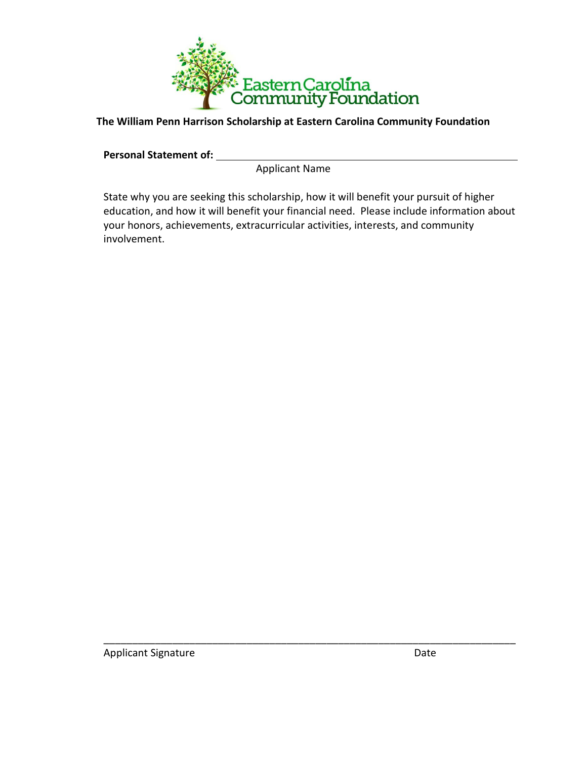Eastern Carolina Community Foundation

**The William Penn Harrison Scholarship at Eastern Carolina Community Foundation**

**Personal Statement of:** ______________________________________________

Applicant Name

State why you are seeking this scholarship, how it will benefit your pursuit of higher education, and how it will benefit your financial need. Please include information about your honors, achievements, extracurricular activities, interests, and community involvement.

_____________________________________________________________________________

Applicant Signature Date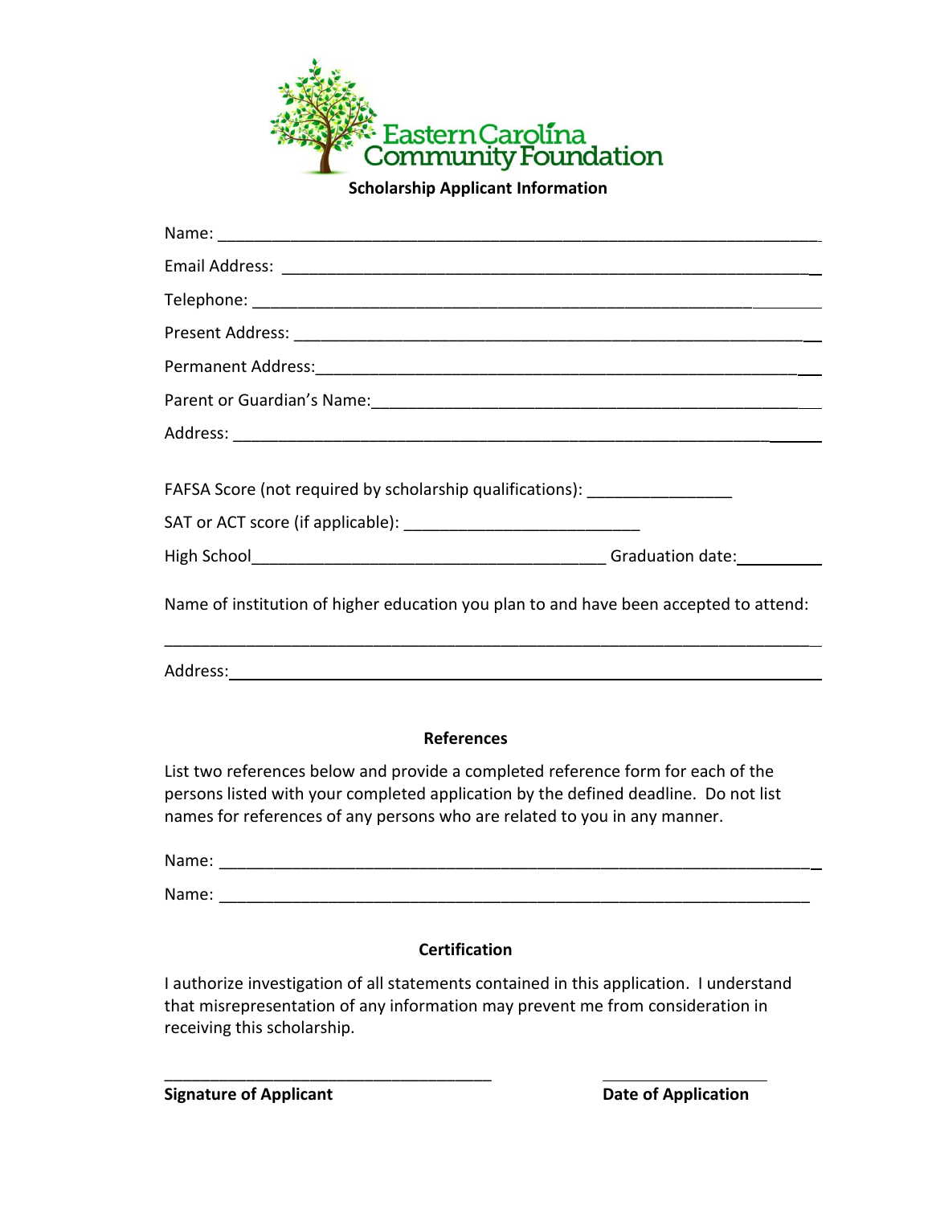Eastern Carolina Community Foundation

**Scholarship Applicant Information**

Name: ____________________________________________________________________

Email Address: ______________________________________________________________

Telephone: _________________________________________________________________

Present Address: _____________________________________________________________

Permanent Address:___________________________________________________________

Parent or Guardian's Name:_____________________________________________________

Address: ___________________________________________________________________

FAFSA Score (not required by scholarship qualifications): ________________

SAT or ACT score (if applicable): __________________________

High School________________________________________ Graduation date:__________

Name of institution of higher education you plan to and have been accepted to attend:

__________________________________________________________________________

Address:____________________________________________________________________

**References**

List two references below and provide a completed reference form for each of the persons listed with your completed application by the defined deadline. Do not list names for references of any persons who are related to you in any manner.

Name: ____________________________________________________________________

Name: ____________________________________________________________________

**Certification**

I authorize investigation of all statements contained in this application. I understand that misrepresentation of any information may prevent me from consideration in receiving this scholarship.

____________________________________ ____________________

**Signature of Applicant** **Date of Application**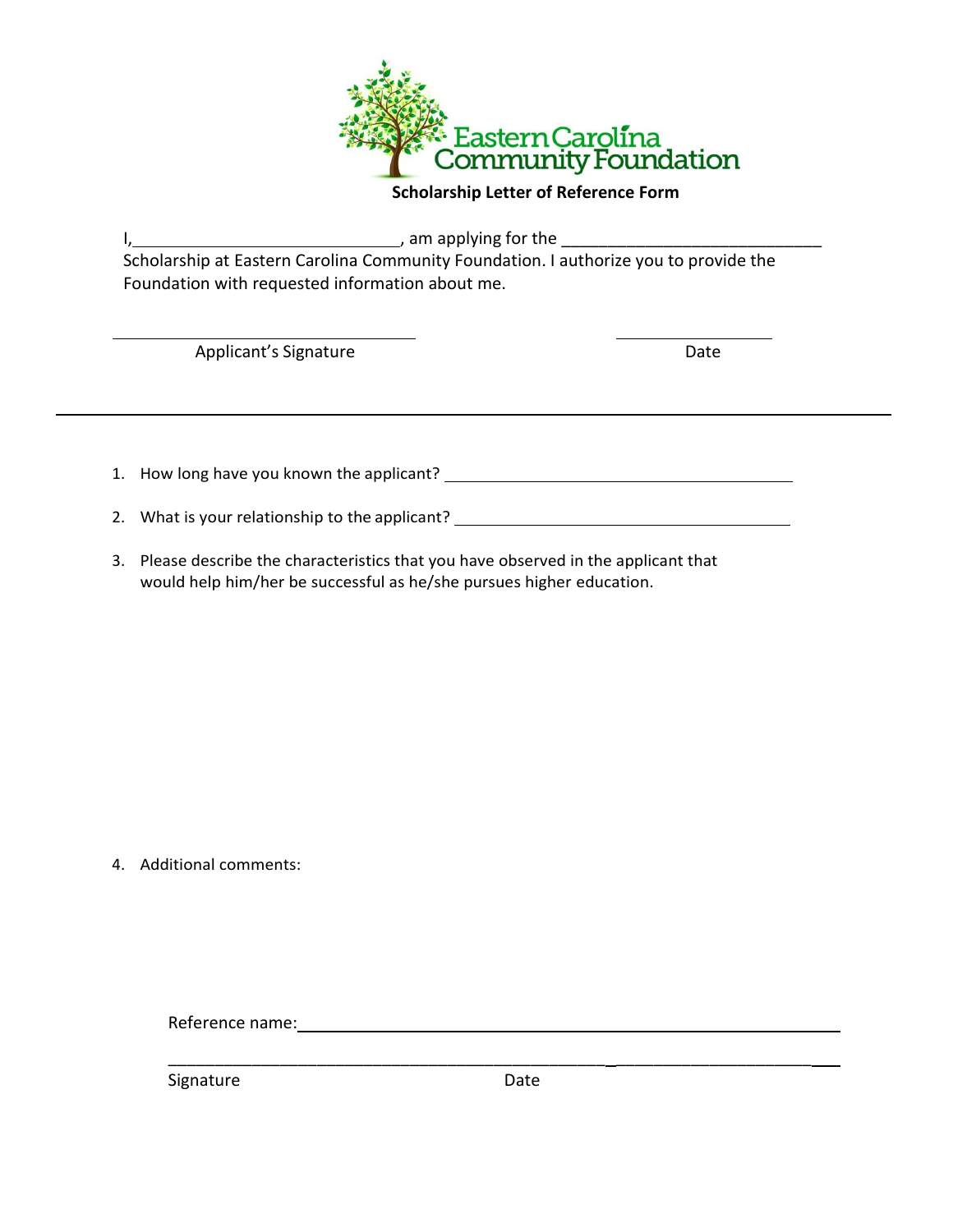Eastern Carolina Community Foundation

**Scholarship Letter of Reference Form**

I,\_\_\_\_\_\_\_\_\_\_\_\_\_\_\_\_\_\_\_\_\_\_\_\_\_\_\_\_\_\_, am applying for the \_\_\_\_\_\_\_\_\_\_\_\_\_\_\_\_\_\_\_\_\_\_\_\_\_\_\_\_\_\_ Scholarship at Eastern Carolina Community Foundation. I authorize you to provide the Foundation with requested information about me.

\_\_\_\_\_\_\_\_\_\_\_\_\_\_\_\_\_\_\_\_\_\_\_\_\_\_\_\_\_\_ \_\_\_\_\_\_\_\_\_\_\_\_\_\_\_\_\_\_
Applicant's Signature Date

---

1. How long have you known the applicant? \_\_\_\_\_\_\_\_\_\_\_\_\_\_\_\_\_\_\_\_\_\_\_\_\_\_\_\_\_\_\_\_\_\_\_\_
2. What is your relationship to the applicant? \_\_\_\_\_\_\_\_\_\_\_\_\_\_\_\_\_\_\_\_\_\_\_\_\_\_\_\_\_\_\_\_\_\_\_\_
3. Please describe the characteristics that you have observed in the applicant that would help him/her be successful as he/she pursues higher education.
4. Additional comments:

Reference name:\_\_\_\_\_\_\_\_\_\_\_\_\_\_\_\_\_\_\_\_\_\_\_\_\_\_\_\_\_\_\_\_\_\_\_\_\_\_\_\_\_\_\_\_\_\_\_\_\_\_\_\_

\_\_\_\_\_\_\_\_\_\_\_\_\_\_\_\_\_\_\_\_\_\_\_\_\_\_\_\_\_\_\_\_\_\_\_\_\_\_\_\_\_\_ \_\_\_\_\_\_\_\_\_\_\_\_\_\_\_\_\_\_\_\_\_\_\_\_
Signature Date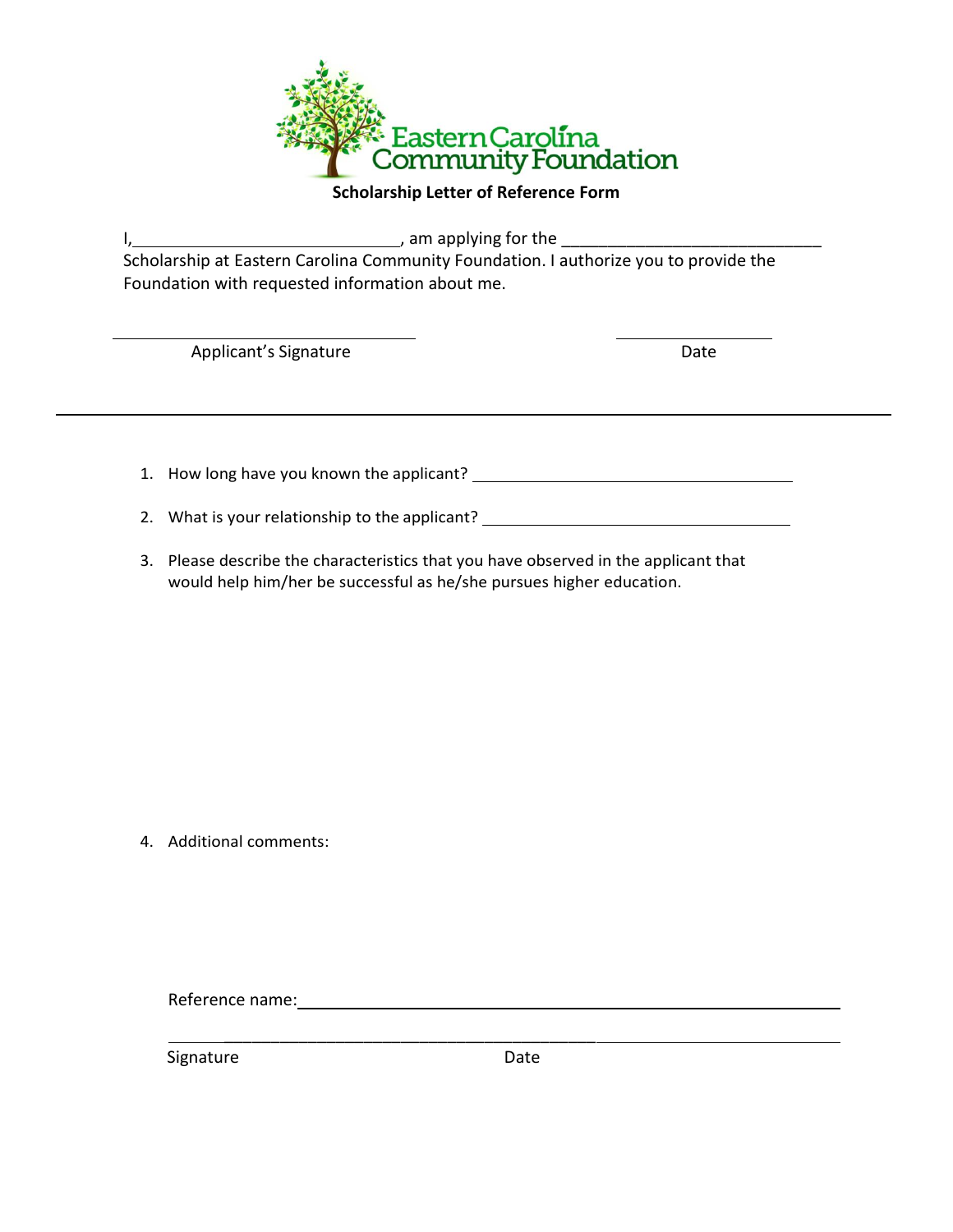Eastern Carolina Community Foundation

**Scholarship Letter of Reference Form**

I,\_\_\_\_\_\_\_\_\_\_\_\_\_\_\_\_\_\_\_\_\_\_\_\_\_\_\_\_\_\_, am applying for the \_\_\_\_\_\_\_\_\_\_\_\_\_\_\_\_\_\_\_\_\_\_\_\_\_\_\_\_ Scholarship at Eastern Carolina Community Foundation. I authorize you to provide the Foundation with requested information about me.

\_\_\_\_\_\_\_\_\_\_\_\_\_\_\_\_\_\_\_\_\_\_\_\_\_\_\_\_\_\_ \_\_\_\_\_\_\_\_\_\_\_\_\_\_\_\_
Applicant's Signature Date

---

1. How long have you known the applicant? \_\_\_\_\_\_\_\_\_\_\_\_\_\_\_\_\_\_\_\_\_\_\_\_\_\_\_\_\_\_

2. What is your relationship to the applicant? \_\_\_\_\_\_\_\_\_\_\_\_\_\_\_\_\_\_\_\_\_\_\_\_\_\_\_\_\_\_

3. Please describe the characteristics that you have observed in the applicant that would help him/her be successful as he/she pursues higher education.

4. Additional comments:

Reference name: \_\_\_\_\_\_\_\_\_\_\_\_\_\_\_\_\_\_\_\_\_\_\_\_\_\_\_\_\_\_\_\_\_\_\_\_\_\_\_\_\_\_\_\_\_\_\_\_

\_\_\_\_\_\_\_\_\_\_\_\_\_\_\_\_\_\_\_\_\_\_\_\_\_\_\_\_\_\_\_\_\_\_\_\_\_\_\_\_\_\_\_\_\_\_\_\_\_\_\_\_\_\_\_\_\_\_\_\_
Signature Date